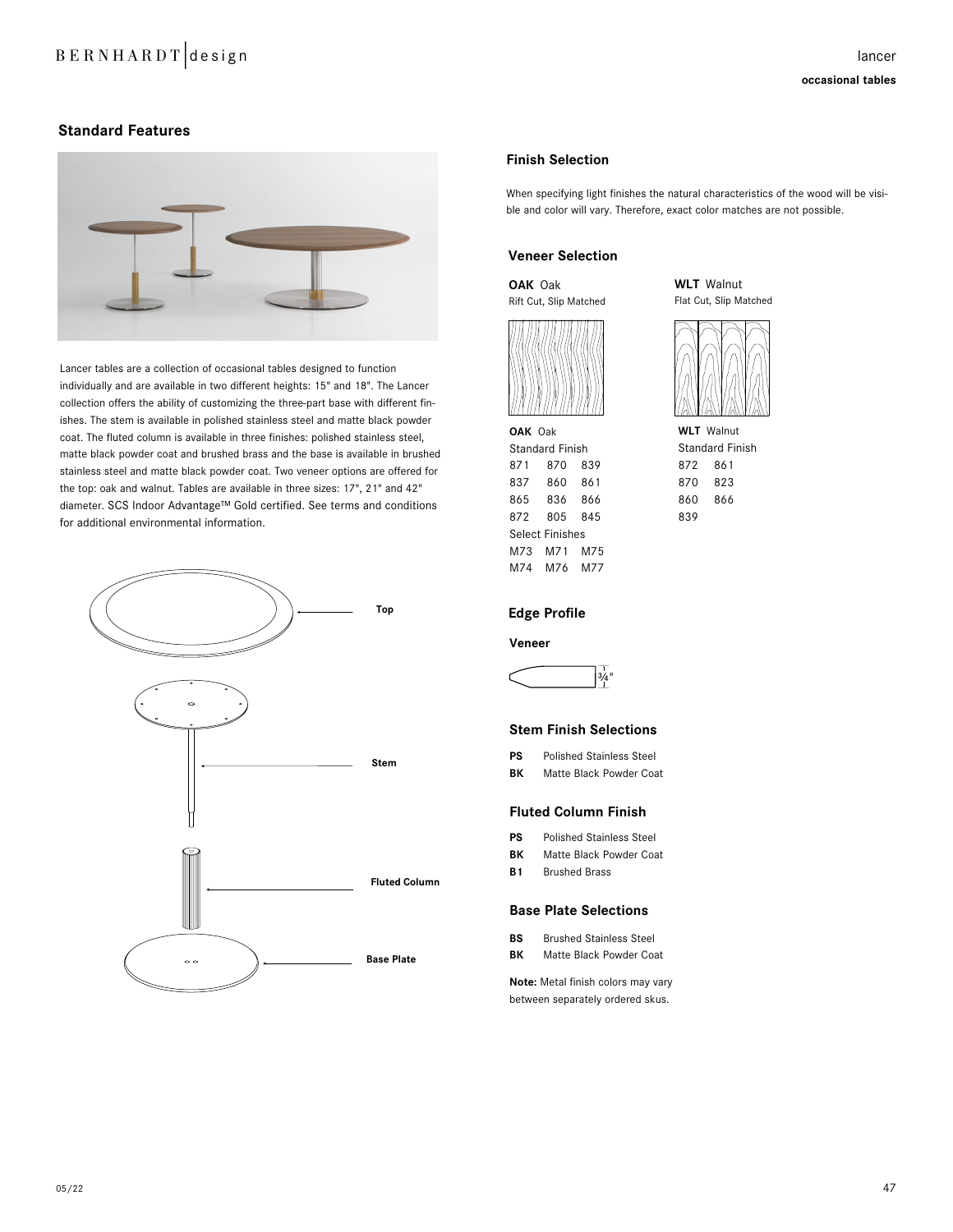lancer

**occasional tables**

## Standard Features

Lancer tables are a collection of occasional tables designed to function individually and are available in two different heights: 15" and 18". The Lancer collection offers the ability of customizing the three-part base with different finishes. The stem is available in polished stainless steel and matte black powder coat. The fluted column is available in three finishes: polished stainless steel, matte black powder coat and brushed brass and the base is available in brushed stainless steel and matte black powder coat. Two veneer options are offered for the top: oak and walnut. Tables are available in three sizes: 17", 21" and 42" diameter. SCS Indoor Advantage™ Gold certified. See terms and conditions for additional environmental information.

Top

Stem

Fluted Column

Base Plate

## Finish Selection

When specifying light finishes the natural characteristics of the wood will be visible and color will vary. Therefore, exact color matches are not possible.

### Veneer Selection

**OAK** Oak
Rift Cut, Slip Matched

**WLT** Walnut
Flat Cut, Slip Matched

**OAK** Oak
Standard Finish

871 870 839
837 860 861
865 836 866
872 805 845

Select Finishes

M73 M71 M75
M74 M76 M77

**WLT** Walnut
Standard Finish

872 861
870 823
860 866
839

### Edge Profile

**Veneer**

¾"

### Stem Finish Selections

**PS** Polished Stainless Steel
**BK** Matte Black Powder Coat

### Fluted Column Finish

**PS** Polished Stainless Steel
**BK** Matte Black Powder Coat
**B1** Brushed Brass

### Base Plate Selections

**BS** Brushed Stainless Steel
**BK** Matte Black Powder Coat

**Note:** Metal finish colors may vary between separately ordered skus.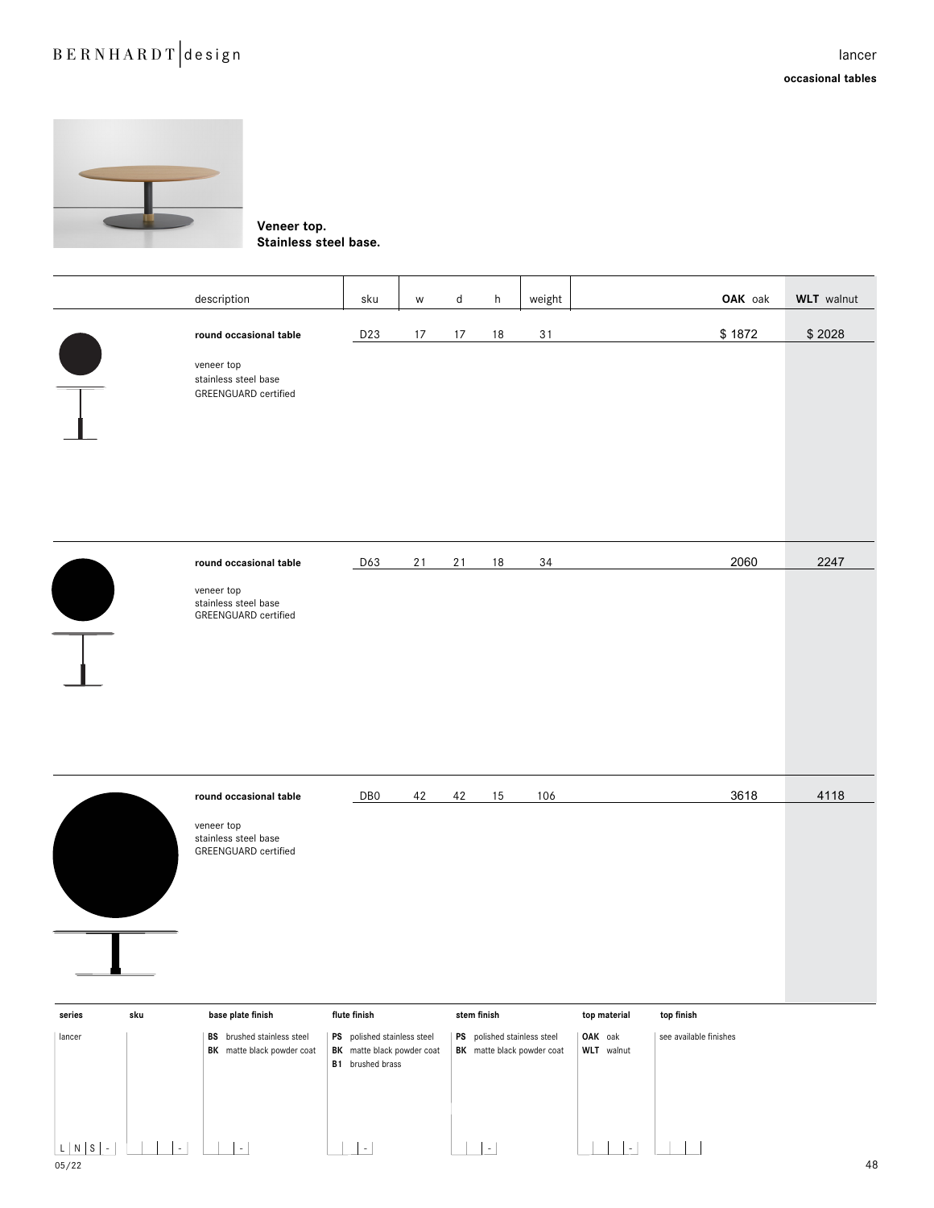lancer

**occasional tables**

**Veneer top.**
**Stainless steel base.**

| description | sku | w | d | h | weight | OAK oak | WLT walnut |
|---|---|---|---|---|---|---|---|
| **round occasional table**<br>veneer top<br>stainless steel base<br>GREENGUARD certified | D23 | 17 | 17 | 18 | 31 | $ 1872 | $ 2028 |
| **round occasional table**<br>veneer top<br>stainless steel base<br>GREENGUARD certified | D63 | 21 | 21 | 18 | 34 | 2060 | 2247 |
| **round occasional table**<br>veneer top<br>stainless steel base<br>GREENGUARD certified | DB0 | 42 | 42 | 15 | 106 | 3618 | 4118 |

| series | sku | base plate finish | flute finish | stem finish | top material | top finish |
|---|---|---|---|---|---|---|
| lancer | | **BS** brushed stainless steel<br>**BK** matte black powder coat | **PS** polished stainless steel<br>**BK** matte black powder coat<br>**B1** brushed brass | **PS** polished stainless steel<br>**BK** matte black powder coat | **OAK** oak<br>**WLT** walnut | see available finishes |
| L N S - | - | - | - | - | - | |

05/22